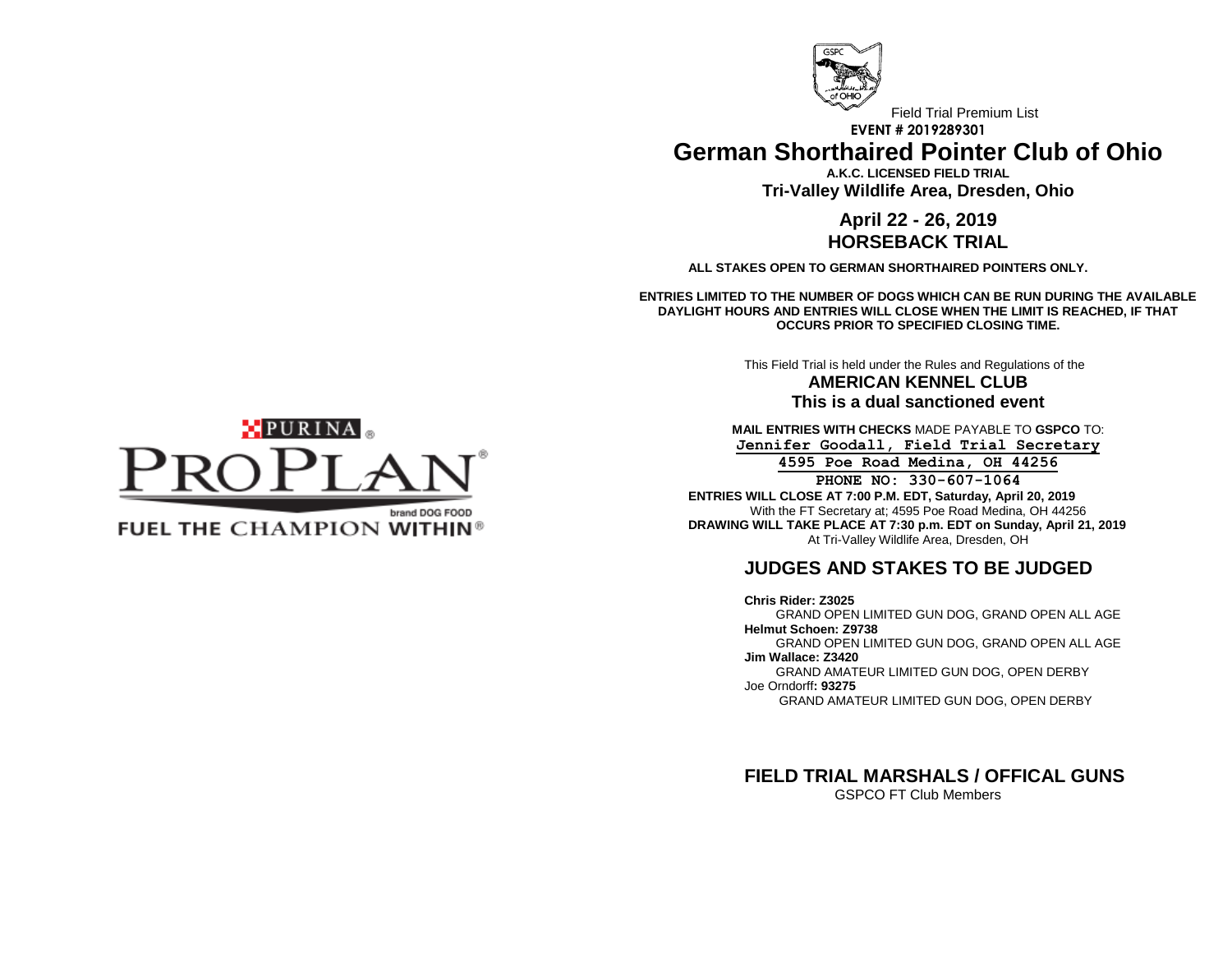Field Trial Premium List

EVENT # 2019289301

# German Shorthaired Pointer Club of Ohio

**A.K.C. LICENSED FIELD TRIAL**

**Tri-Valley Wildlife Area, Dresden, Ohio**

## April 22 - 26, 2019
## HORSEBACK TRIAL

**ALL STAKES OPEN TO GERMAN SHORTHAIRED POINTERS ONLY.**

**ENTRIES LIMITED TO THE NUMBER OF DOGS WHICH CAN BE RUN DURING THE AVAILABLE DAYLIGHT HOURS AND ENTRIES WILL CLOSE WHEN THE LIMIT IS REACHED, IF THAT OCCURS PRIOR TO SPECIFIED CLOSING TIME.**

This Field Trial is held under the Rules and Regulations of the

**AMERICAN KENNEL CLUB**

**This is a dual sanctioned event**

**MAIL ENTRIES WITH CHECKS** MADE PAYABLE TO **GSPCO** TO:

**Jennifer Goodall, Field Trial Secretary**

**4595 Poe Road Medina, OH 44256**

**PHONE NO: 330-607-1064**

**ENTRIES WILL CLOSE AT 7:00 P.M. EDT, Saturday, April 20, 2019**
With the FT Secretary at; 4595 Poe Road Medina, OH 44256

**DRAWING WILL TAKE PLACE AT 7:30 p.m. EDT on Sunday, April 21, 2019**
At Tri-Valley Wildlife Area, Dresden, OH

PURINA PROPLAN brand DOG FOOD
FUEL THE CHAMPION WITHIN

## JUDGES AND STAKES TO BE JUDGED

**Chris Rider: Z3025**
GRAND OPEN LIMITED GUN DOG, GRAND OPEN ALL AGE

**Helmut Schoen: Z9738**
GRAND OPEN LIMITED GUN DOG, GRAND OPEN ALL AGE

**Jim Wallace: Z3420**
GRAND AMATEUR LIMITED GUN DOG, OPEN DERBY

Joe Orndorff**: 93275**
GRAND AMATEUR LIMITED GUN DOG, OPEN DERBY

## FIELD TRIAL MARSHALS / OFFICAL GUNS

GSPCO FT Club Members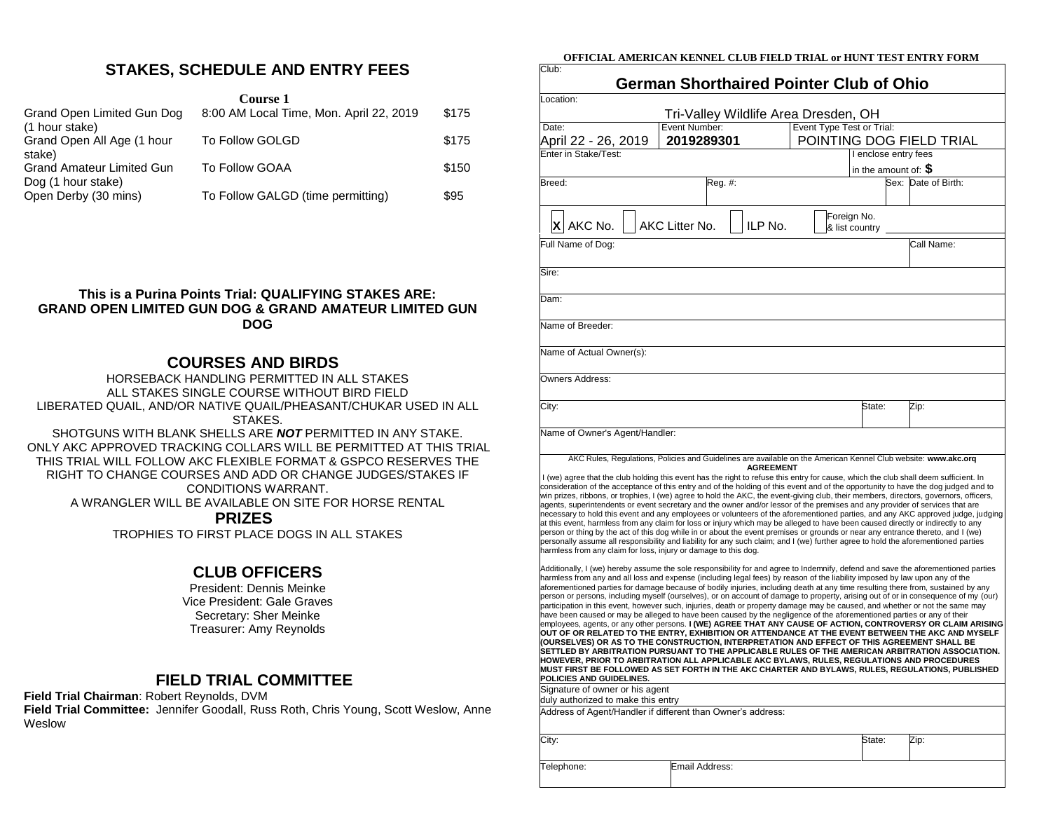## STAKES, SCHEDULE AND ENTRY FEES

**Course 1**

| | | |
|---|---|---|
| Grand Open Limited Gun Dog (1 hour stake) | 8:00 AM Local Time, Mon. April 22, 2019 | $175 |
| Grand Open All Age (1 hour stake) | To Follow GOLGD | $175 |
| Grand Amateur Limited Gun Dog (1 hour stake) | To Follow GOAA | $150 |
| Open Derby (30 mins) | To Follow GALGD (time permitting) | $95 |

**This is a Purina Points Trial: QUALIFYING STAKES ARE: GRAND OPEN LIMITED GUN DOG & GRAND AMATEUR LIMITED GUN DOG**

## COURSES AND BIRDS

HORSEBACK HANDLING PERMITTED IN ALL STAKES
ALL STAKES SINGLE COURSE WITHOUT BIRD FIELD
LIBERATED QUAIL, AND/OR NATIVE QUAIL/PHEASANT/CHUKAR USED IN ALL STAKES.
SHOTGUNS WITH BLANK SHELLS ARE ***NOT*** PERMITTED IN ANY STAKE.
ONLY AKC APPROVED TRACKING COLLARS WILL BE PERMITTED AT THIS TRIAL
THIS TRIAL WILL FOLLOW AKC FLEXIBLE FORMAT & GSPCO RESERVES THE RIGHT TO CHANGE COURSES AND ADD OR CHANGE JUDGES/STAKES IF CONDITIONS WARRANT.
A WRANGLER WILL BE AVAILABLE ON SITE FOR HORSE RENTAL

## PRIZES

TROPHIES TO FIRST PLACE DOGS IN ALL STAKES

## CLUB OFFICERS

President: Dennis Meinke
Vice President: Gale Graves
Secretary: Sher Meinke
Treasurer: Amy Reynolds

## FIELD TRIAL COMMITTEE

**Field Trial Chairman**: Robert Reynolds, DVM
**Field Trial Committee:** Jennifer Goodall, Russ Roth, Chris Young, Scott Weslow, Anne Weslow

**OFFICIAL AMERICAN KENNEL CLUB FIELD TRIAL or HUNT TEST ENTRY FORM**

Club: **German Shorthaired Pointer Club of Ohio**

Location: Tri-Valley Wildlife Area Dresden, OH

| Date: | Event Number: | Event Type Test or Trial: |
|---|---|---|
| April 22 - 26, 2019 | **2019289301** | POINTING DOG FIELD TRIAL |

Enter in Stake/Test: | I enclose entry fees in the amount of: **$**

Breed: | Reg. #: | Sex: | Date of Birth:

[X] AKC No. [ ] AKC Litter No. [ ] ILP No. [ ] Foreign No. & list country

Full Name of Dog: | Call Name:

Sire:

Dam:

Name of Breeder:

Name of Actual Owner(s):

Owners Address:

City: | State: | Zip:

Name of Owner's Agent/Handler:

AKC Rules, Regulations, Policies and Guidelines are available on the American Kennel Club website: **www.akc.orq**

**AGREEMENT**

I (we) agree that the club holding this event has the right to refuse this entry for cause, which the club shall deem sufficient. In consideration of the acceptance of this entry and of the holding of this event and of the opportunity to have the dog judged and to win prizes, ribbons, or trophies, I (we) agree to hold the AKC, the event-giving club, their members, directors, governors, officers, agents, superintendents or event secretary and the owner and/or lessor of the premises and any provider of services that are necessary to hold this event and any employees or volunteers of the aforementioned parties, and any AKC approved judge, judging at this event, harmless from any claim for loss or injury which may be alleged to have been caused directly or indirectly to any person or thing by the act of this dog while in or about the event premises or grounds or near any entrance thereto, and I (we) personally assume all responsibility and liability for any such claim; and I (we) further agree to hold the aforementioned parties harmless from any claim for loss, injury or damage to this dog.

Additionally, I (we) hereby assume the sole responsibility for and agree to Indemnify, defend and save the aforementioned parties harmless from any and all loss and expense (including legal fees) by reason of the liability imposed by law upon any of the aforementioned parties for damage because of bodily injuries, including death at any time resulting there from, sustained by any person or persons, including myself (ourselves), or on account of damage to property, arising out of or in consequence of my (our) participation in this event, however such, injuries, death or property damage may be caused, and whether or not the same may have been caused or may be alleged to have been caused by the negligence of the aforementioned parties or any of their employees, agents, or any other persons. **I (WE) AGREE THAT ANY CAUSE OF ACTION, CONTROVERSY OR CLAIM ARISING OUT OF OR RELATED TO THE ENTRY, EXHIBITION OR ATTENDANCE AT THE EVENT BETWEEN THE AKC AND MYSELF (OURSELVES) OR AS TO THE CONSTRUCTION, INTERPRETATION AND EFFECT OF THIS AGREEMENT SHALL BE SETTLED BY ARBITRATION PURSUANT TO THE APPLICABLE RULES OF THE AMERICAN ARBITRATION ASSOCIATION. HOWEVER, PRIOR TO ARBITRATION ALL APPLICABLE AKC BYLAWS, RULES, REGULATIONS AND PROCEDURES MUST FIRST BE FOLLOWED AS SET FORTH IN THE AKC CHARTER AND BYLAWS, RULES, REGULATIONS, PUBLISHED POLICIES AND GUIDELINES.**

Signature of owner or his agent duly authorized to make this entry

Address of Agent/Handler if different than Owner's address:

City: | State: | Zip:

Telephone: | Email Address: